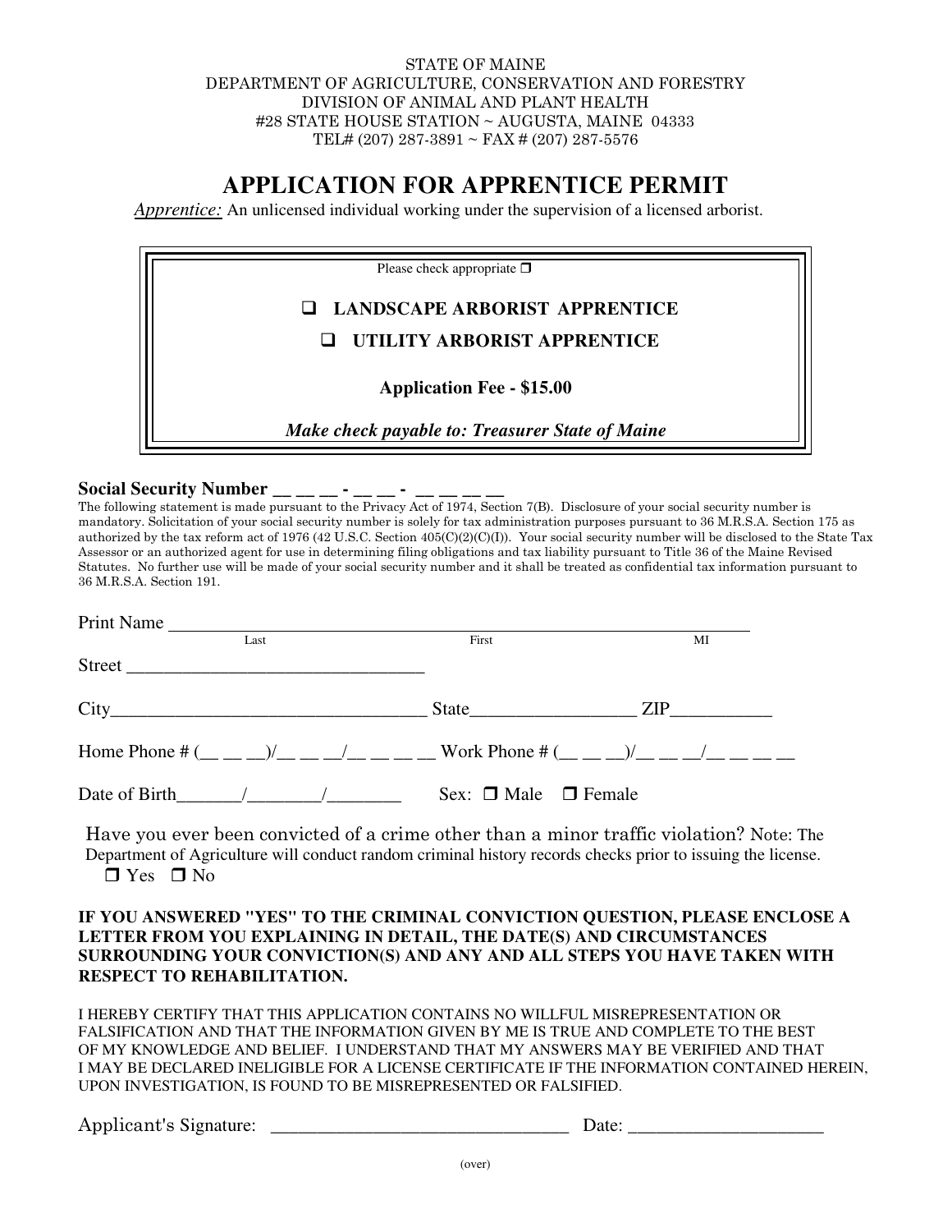STATE OF MAINE
DEPARTMENT OF AGRICULTURE, CONSERVATION AND FORESTRY
DIVISION OF ANIMAL AND PLANT HEALTH
#28 STATE HOUSE STATION ~ AUGUSTA, MAINE 04333
TEL# (207) 287-3891 ~ FAX # (207) 287-5576

# APPLICATION FOR APPRENTICE PERMIT

*Apprentice:* An unlicensed individual working under the supervision of a licensed arborist.

Please check appropriate ❒

❑ **LANDSCAPE ARBORIST APPRENTICE**

❑ **UTILITY ARBORIST APPRENTICE**

**Application Fee - $15.00**

***Make check payable to: Treasurer State of Maine***

**Social Security Number __ __ __ - __ __ - __ __ __ __**

The following statement is made pursuant to the Privacy Act of 1974, Section 7(B). Disclosure of your social security number is mandatory. Solicitation of your social security number is solely for tax administration purposes pursuant to 36 M.R.S.A. Section 175 as authorized by the tax reform act of 1976 (42 U.S.C. Section 405(C)(2)(C)(I)). Your social security number will be disclosed to the State Tax Assessor or an authorized agent for use in determining filing obligations and tax liability pursuant to Title 36 of the Maine Revised Statutes. No further use will be made of your social security number and it shall be treated as confidential tax information pursuant to 36 M.R.S.A. Section 191.

Print Name ______________________________________________________________
Last First MI

Street _________________________________

City__________________________________ State_________________ ZIP__________

Home Phone # (__ __ __)/__ __ __/__ __ __ __ Work Phone # (__ __ __)/__ __ __/__ __ __ __

Date of Birth_______/________/________ Sex: ❒ Male ❒ Female

Have you ever been convicted of a crime other than a minor traffic violation? Note: The Department of Agriculture will conduct random criminal history records checks prior to issuing the license.
❒ Yes ❒ No

**IF YOU ANSWERED "YES" TO THE CRIMINAL CONVICTION QUESTION, PLEASE ENCLOSE A LETTER FROM YOU EXPLAINING IN DETAIL, THE DATE(S) AND CIRCUMSTANCES SURROUNDING YOUR CONVICTION(S) AND ANY AND ALL STEPS YOU HAVE TAKEN WITH RESPECT TO REHABILITATION.**

I HEREBY CERTIFY THAT THIS APPLICATION CONTAINS NO WILLFUL MISREPRESENTATION OR FALSIFICATION AND THAT THE INFORMATION GIVEN BY ME IS TRUE AND COMPLETE TO THE BEST OF MY KNOWLEDGE AND BELIEF. I UNDERSTAND THAT MY ANSWERS MAY BE VERIFIED AND THAT I MAY BE DECLARED INELIGIBLE FOR A LICENSE CERTIFICATE IF THE INFORMATION CONTAINED HEREIN, UPON INVESTIGATION, IS FOUND TO BE MISREPRESENTED OR FALSIFIED.

Applicant's Signature: ________________________________ Date: _____________________

(over)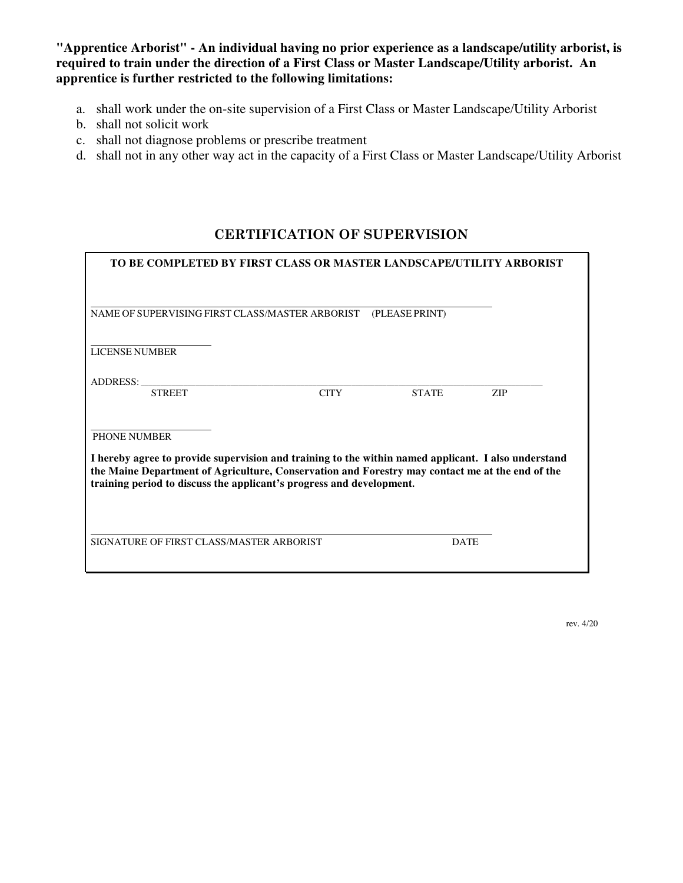**"Apprentice Arborist" - An individual having no prior experience as a landscape/utility arborist, is required to train under the direction of a First Class or Master Landscape/Utility arborist. An apprentice is further restricted to the following limitations:**

a. shall work under the on-site supervision of a First Class or Master Landscape/Utility Arborist
b. shall not solicit work
c. shall not diagnose problems or prescribe treatment
d. shall not in any other way act in the capacity of a First Class or Master Landscape/Utility Arborist

## CERTIFICATION OF SUPERVISION

**TO BE COMPLETED BY FIRST CLASS OR MASTER LANDSCAPE/UTILITY ARBORIST**

\_\_\_\_\_\_\_\_\_\_\_\_\_\_\_\_\_\_\_\_\_\_\_\_\_\_\_\_\_\_\_\_\_\_\_\_\_\_\_\_\_\_\_\_\_\_\_\_\_\_\_\_\_\_\_\_\_\_\_\_
NAME OF SUPERVISING FIRST CLASS/MASTER ARBORIST (PLEASE PRINT)

\_\_\_\_\_\_\_\_\_\_\_\_\_\_\_\_\_\_\_\_
LICENSE NUMBER

ADDRESS: \_\_\_\_\_\_\_\_\_\_\_\_\_\_\_\_\_\_\_\_\_\_\_\_\_\_\_\_\_\_\_\_\_\_\_\_\_\_\_\_\_\_\_\_\_\_\_\_\_\_\_\_\_\_\_\_\_\_\_\_
STREET CITY STATE ZIP

\_\_\_\_\_\_\_\_\_\_\_\_\_\_\_\_\_\_\_\_
PHONE NUMBER

**I hereby agree to provide supervision and training to the within named applicant. I also understand the Maine Department of Agriculture, Conservation and Forestry may contact me at the end of the training period to discuss the applicant's progress and development.**

\_\_\_\_\_\_\_\_\_\_\_\_\_\_\_\_\_\_\_\_\_\_\_\_\_\_\_\_\_\_\_\_\_\_\_\_\_\_\_\_\_\_\_\_\_\_\_\_\_\_\_\_\_\_\_\_\_\_\_\_
SIGNATURE OF FIRST CLASS/MASTER ARBORIST DATE

rev. 4/20